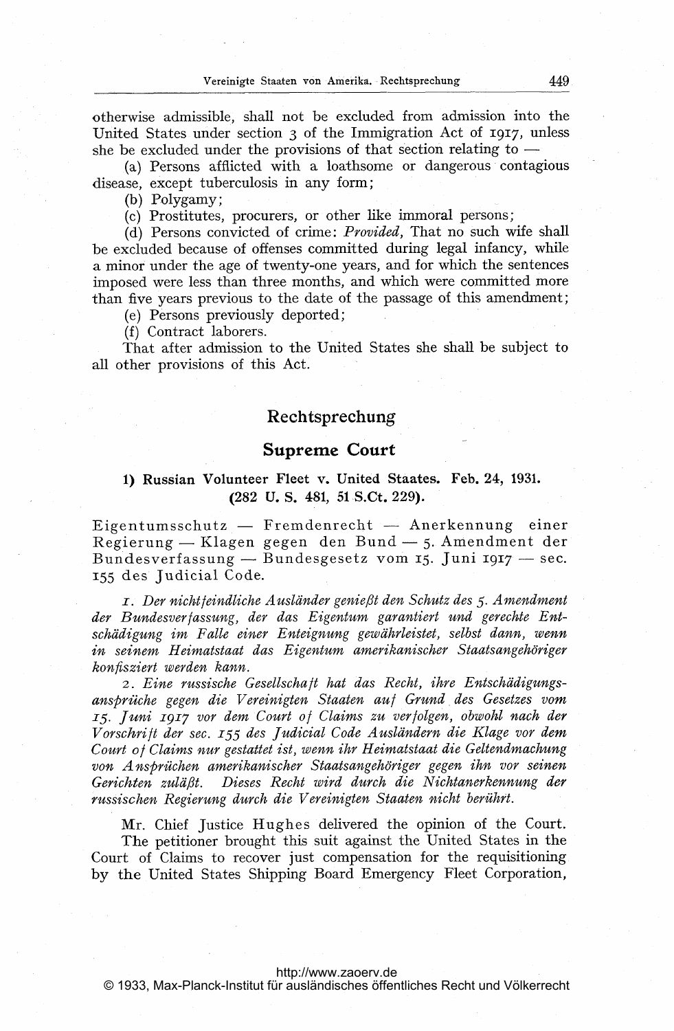otherwise admissible, shall not be excluded from admission into the United States under section 3 of the Immigration Act of 1917, unless she be excluded under the provisions of that section relating to —

(a) Persons afflicted with a loathsome or dangerous contagious disease, except tuberculosis in any form;

(b) Polygamy;

(c) Prostitutes, procurers, or other like immoral persons;

(d) Persons convicted of crime: *Provided,* That no such wife shall be excluded because of offenses committed during legal infancy, while a minor under the age of twenty-one years, and for which the sentences imposed were less than three months, and which were committed more than five years previous to the date of the passage of this amendment;

(e) Persons previously deported;

(f) Contract laborers.

That after admission to the United States she shall be subject to all other provisions of this Act.

## Rechtsprechung

### Supreme Court

#### 1) Russian Volunteer Fleet v. United Staates. Feb. 24, 1931. (282 U. S. 481, 51 S.Ct. 229).

Eigentumsschutz — Fremdenrecht — Anerkennung einer Regierung — Klagen gegen den Bund — 5. Amendment der Bundesverfassung — Bundesgesetz vom 15. Juni 1917 — sec. 155 des Judicial Code.

*1. Der nichtfeindliche Ausländer genießt den Schutz des 5. Amendment der Bundesverfassung, der das Eigentum garantiert und gerechte Entschädigung im Falle einer Enteignung gewährleistet, selbst dann, wenn in seinem Heimatstaat das Eigentum amerikanischer Staatsangehöriger konfisziert werden kann.*

*2. Eine russische Gesellschaft hat das Recht, ihre Entschädigungsansprüche gegen die Vereinigten Staaten auf Grund des Gesetzes vom 15. Juni 1917 vor dem Court of Claims zu verfolgen, obwohl nach der Vorschrift der sec. 155 des Judicial Code Ausländern die Klage vor dem Court of Claims nur gestattet ist, wenn ihr Heimatstaat die Geltendmachung von Ansprüchen amerikanischer Staatsangehöriger gegen ihn vor seinen Gerichten zuläßt. Dieses Recht wird durch die Nichtanerkennung der russischen Regierung durch die Vereinigten Staaten nicht berührt.*

Mr. Chief Justice Hughes delivered the opinion of the Court.

The petitioner brought this suit against the United States in the Court of Claims to recover just compensation for the requisitioning by the United States Shipping Board Emergency Fleet Corporation,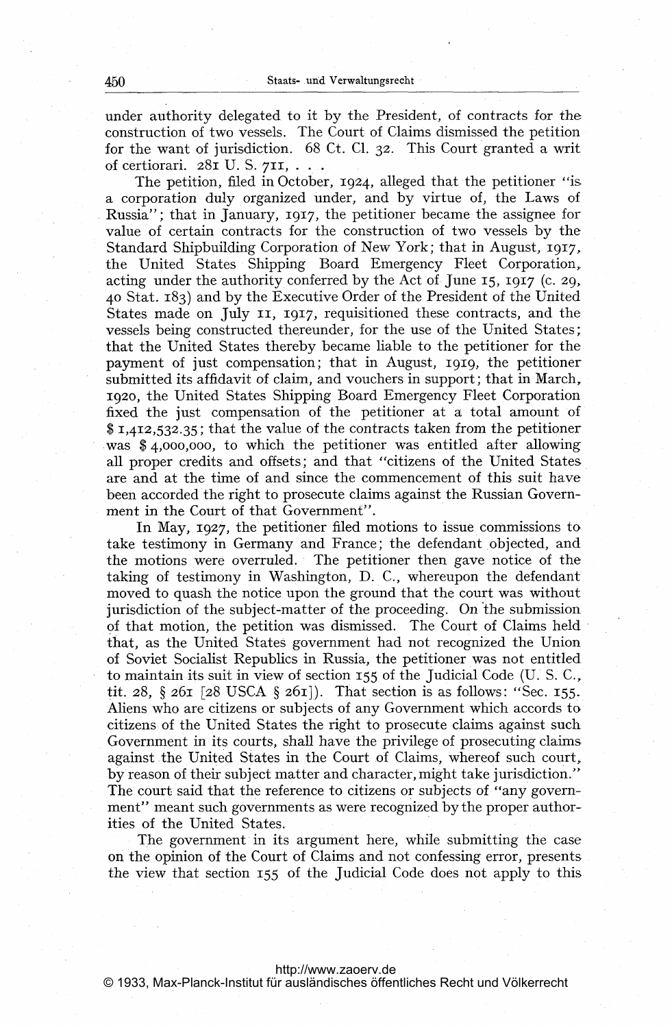under authority delegated to it by the President, of contracts for the construction of two vessels. The Court of Claims dismissed the petition for the want of jurisdiction. 68 Ct. Cl. 32. This Court granted a writ of certiorari. 281 U. S. 711, . . .

The petition, filed in October, 1924, alleged that the petitioner "is a corporation duly organized under, and by virtue of, the Laws of Russia"; that in January, 1917, the petitioner became the assignee for value of certain contracts for the construction of two vessels by the Standard Shipbuilding Corporation of New York; that in August, 1917, the United States Shipping Board Emergency Fleet Corporation, acting under the authority conferred by the Act of June 15, 1917 (c. 29, 40 Stat. 183) and by the Executive Order of the President of the United States made on July 11, 1917, requisitioned these contracts, and the vessels being constructed thereunder, for the use of the United States; that the United States thereby became liable to the petitioner for the payment of just compensation; that in August, 1919, the petitioner submitted its affidavit of claim, and vouchers in support; that in March, 1920, the United States Shipping Board Emergency Fleet Corporation fixed the just compensation of the petitioner at a total amount of $ 1,412,532.35; that the value of the contracts taken from the petitioner was $ 4,000,000, to which the petitioner was entitled after allowing all proper credits and offsets; and that "citizens of the United States are and at the time of and since the commencement of this suit have been accorded the right to prosecute claims against the Russian Government in the Court of that Government".

In May, 1927, the petitioner filed motions to issue commissions to take testimony in Germany and France; the defendant objected, and the motions were overruled. The petitioner then gave notice of the taking of testimony in Washington, D. C., whereupon the defendant moved to quash the notice upon the ground that the court was without jurisdiction of the subject-matter of the proceeding. On the submission of that motion, the petition was dismissed. The Court of Claims held that, as the United States government had not recognized the Union of Soviet Socialist Republics in Russia, the petitioner was not entitled to maintain its suit in view of section 155 of the Judicial Code (U. S. C., tit. 28, § 261 [28 USCA § 261]). That section is as follows: "Sec. 155. Aliens who are citizens or subjects of any Government which accords to citizens of the United States the right to prosecute claims against such Government in its courts, shall have the privilege of prosecuting claims against the United States in the Court of Claims, whereof such court, by reason of their subject matter and character, might take jurisdiction." The court said that the reference to citizens or subjects of "any government" meant such governments as were recognized by the proper authorities of the United States.

The government in its argument here, while submitting the case on the opinion of the Court of Claims and not confessing error, presents the view that section 155 of the Judicial Code does not apply to this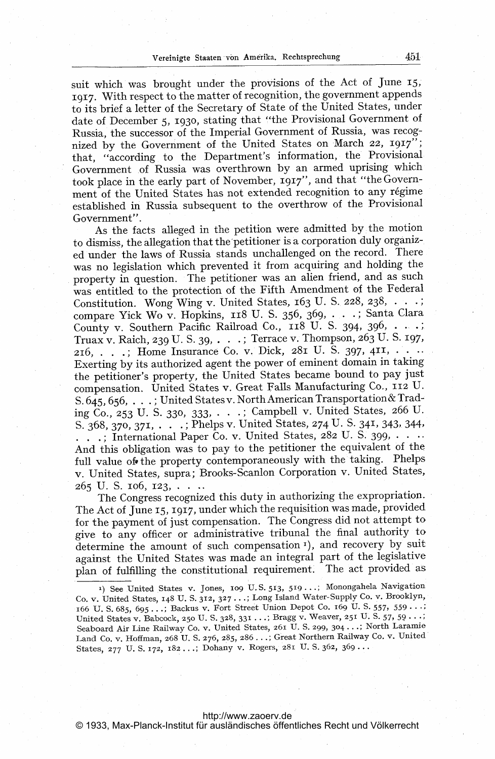suit which was brought under the provisions of the Act of June 15, 1917. With respect to the matter of recognition, the government appends to its brief a letter of the Secretary of State of the United States, under date of December 5, 1930, stating that "the Provisional Government of Russia, the successor of the Imperial Government of Russia, was recognized by the Government of the United States on March 22, 1917"; that, "according to the Department's information, the Provisional Government of Russia was overthrown by an armed uprising which took place in the early part of November, 1917", and that "the Government of the United States has not extended recognition to any régime established in Russia subsequent to the overthrow of the Provisional Government".

As the facts alleged in the petition were admitted by the motion to dismiss, the allegation that the petitioner is a corporation duly organized under the laws of Russia stands unchallenged on the record. There was no legislation which prevented it from acquiring and holding the property in question. The petitioner was an alien friend, and as such was entitled to the protection of the Fifth Amendment of the Federal Constitution. Wong Wing v. United States, 163 U. S. 228, 238, . . .; compare Yick Wo v. Hopkins, 118 U. S. 356, 369, . . .; Santa Clara County v. Southern Pacific Railroad Co., 118 U. S. 394, 396, . . .; Truax v. Raich, 239 U. S. 39, . . .; Terrace v. Thompson, 263 U. S. 197, 216, . . .; Home Insurance Co. v. Dick, 281 U. S. 397, 411, . . .. Exerting by its authorized agent the power of eminent domain in taking the petitioner's property, the United States became bound to pay just compensation. United States v. Great Falls Manufacturing Co., 112 U. S. 645, 656, . . .; United States v. North American Transportation & Trading Co., 253 U. S. 330, 333, . . .; Campbell v. United States, 266 U. S. 368, 370, 371, . . .; Phelps v. United States, 274 U. S. 341, 343, 344, . . .; International Paper Co. v. United States, 282 U. S. 399, . . .. And this obligation was to pay to the petitioner the equivalent of the full value of the property contemporaneously with the taking. Phelps v. United States, supra; Brooks-Scanlon Corporation v. United States, 265 U. S. 106, 123, . . ..

The Congress recognized this duty in authorizing the expropriation. The Act of June 15, 1917, under which the requisition was made, provided for the payment of just compensation. The Congress did not attempt to give to any officer or administrative tribunal the final authority to determine the amount of such compensation [1]), and recovery by suit against the United States was made an integral part of the legislative plan of fulfilling the constitutional requirement. The act provided as

[1]) See United States v. Jones, 109 U. S. 513, 519 . . .; Monongahela Navigation Co. v. United States, 148 U. S. 312, 327 . . .; Long Island Water-Supply Co. v. Brooklyn, 166 U. S. 685, 695 . . .; Backus v. Fort Street Union Depot Co. 169 U. S. 557, 559 . . .; United States v. Babcock, 250 U. S. 328, 331 . . .; Bragg v. Weaver, 251 U. S. 57, 59 . . .; Seaboard Air Line Railway Co. v. United States, 261 U. S. 299, 304 . . .; North Laramie Land Co. v. Hoffman, 268 U. S. 276, 285, 286 . . .; Great Northern Railway Co. v. United States, 277 U. S. 172, 182 . . .; Dohany v. Rogers, 281 U. S. 362, 369 . . .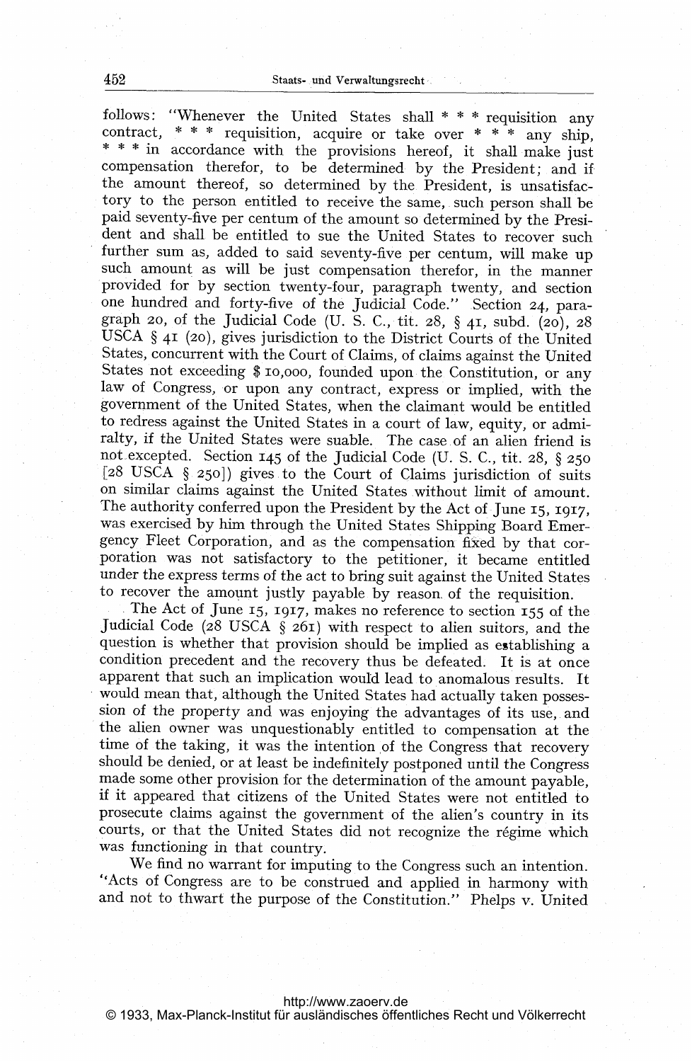follows: "Whenever the United States shall * * * requisition any contract, * * * requisition, acquire or take over * * * any ship, * * * in accordance with the provisions hereof, it shall make just compensation therefor, to be determined by the President; and if the amount thereof, so determined by the President, is unsatisfactory to the person entitled to receive the same, such person shall be paid seventy-five per centum of the amount so determined by the President and shall be entitled to sue the United States to recover such further sum as, added to said seventy-five per centum, will make up such amount as will be just compensation therefor, in the manner provided for by section twenty-four, paragraph twenty, and section one hundred and forty-five of the Judicial Code." Section 24, paragraph 20, of the Judicial Code (U. S. C., tit. 28, § 41, subd. (20), 28 USCA § 41 (20), gives jurisdiction to the District Courts of the United States, concurrent with the Court of Claims, of claims against the United States not exceeding $ 10,000, founded upon the Constitution, or any law of Congress, or upon any contract, express or implied, with the government of the United States, when the claimant would be entitled to redress against the United States in a court of law, equity, or admiralty, if the United States were suable. The case of an alien friend is not excepted. Section 145 of the Judicial Code (U. S. C., tit. 28, § 250 [28 USCA § 250]) gives to the Court of Claims jurisdiction of suits on similar claims against the United States without limit of amount. The authority conferred upon the President by the Act of June 15, 1917, was exercised by him through the United States Shipping Board Emergency Fleet Corporation, and as the compensation fixed by that corporation was not satisfactory to the petitioner, it became entitled under the express terms of the act to bring suit against the United States to recover the amount justly payable by reason of the requisition.

The Act of June 15, 1917, makes no reference to section 155 of the Judicial Code (28 USCA § 261) with respect to alien suitors, and the question is whether that provision should be implied as establishing a condition precedent and the recovery thus be defeated. It is at once apparent that such an implication would lead to anomalous results. It would mean that, although the United States had actually taken possession of the property and was enjoying the advantages of its use, and the alien owner was unquestionably entitled to compensation at the time of the taking, it was the intention of the Congress that recovery should be denied, or at least be indefinitely postponed until the Congress made some other provision for the determination of the amount payable, if it appeared that citizens of the United States were not entitled to prosecute claims against the government of the alien's country in its courts, or that the United States did not recognize the régime which was functioning in that country.

We find no warrant for imputing to the Congress such an intention. "Acts of Congress are to be construed and applied in harmony with and not to thwart the purpose of the Constitution." Phelps v. United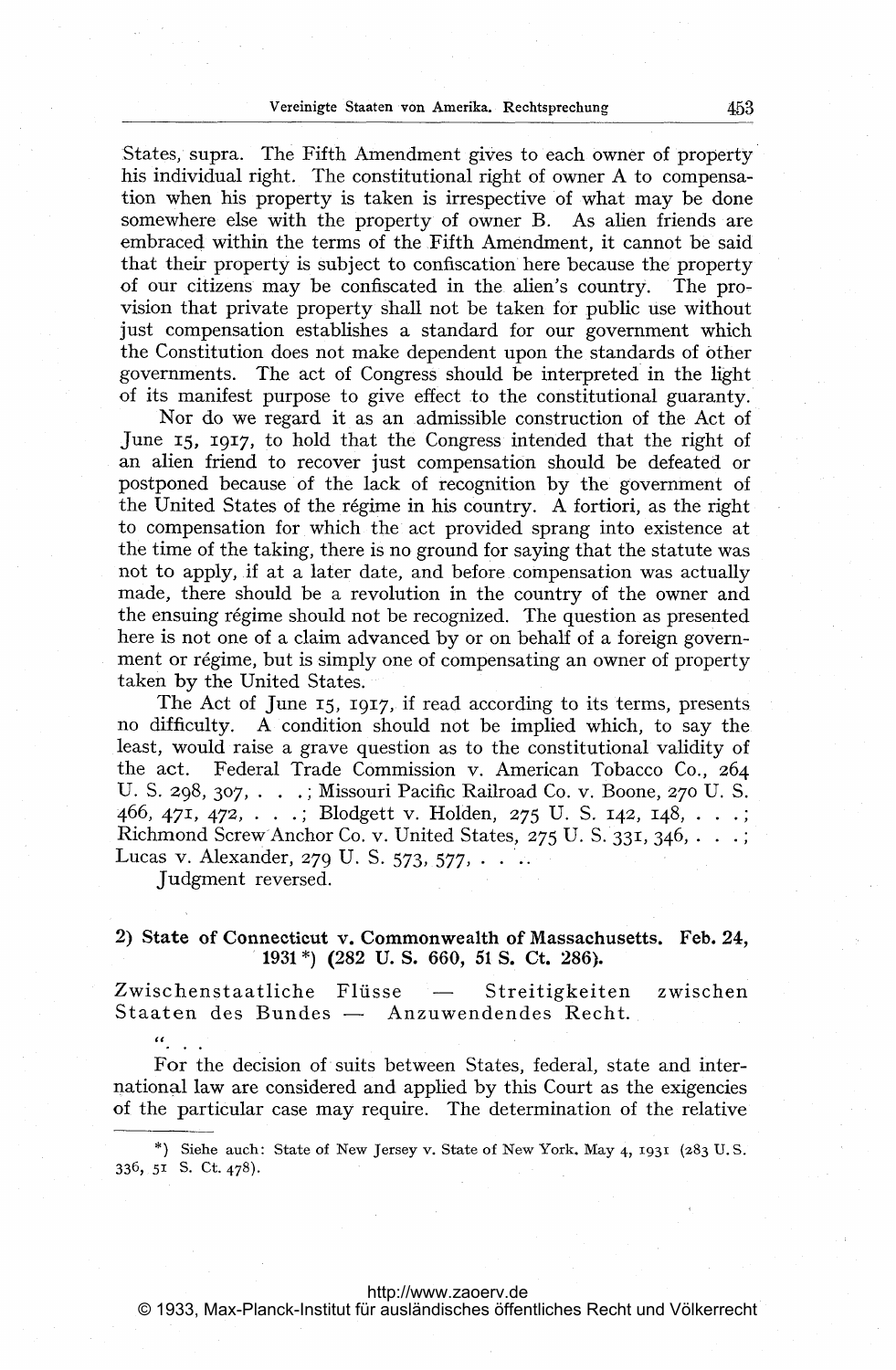States, supra. The Fifth Amendment gives to each owner of property his individual right. The constitutional right of owner A to compensation when his property is taken is irrespective of what may be done somewhere else with the property of owner B. As alien friends are embraced within the terms of the Fifth Amendment, it cannot be said that their property is subject to confiscation here because the property of our citizens may be confiscated in the alien's country. The provision that private property shall not be taken for public use without just compensation establishes a standard for our government which the Constitution does not make dependent upon the standards of other governments. The act of Congress should be interpreted in the light of its manifest purpose to give effect to the constitutional guaranty.

Nor do we regard it as an admissible construction of the Act of June 15, 1917, to hold that the Congress intended that the right of an alien friend to recover just compensation should be defeated or postponed because of the lack of recognition by the government of the United States of the régime in his country. A fortiori, as the right to compensation for which the act provided sprang into existence at the time of the taking, there is no ground for saying that the statute was not to apply, if at a later date, and before compensation was actually made, there should be a revolution in the country of the owner and the ensuing régime should not be recognized. The question as presented here is not one of a claim advanced by or on behalf of a foreign government or régime, but is simply one of compensating an owner of property taken by the United States.

The Act of June 15, 1917, if read according to its terms, presents no difficulty. A condition should not be implied which, to say the least, would raise a grave question as to the constitutional validity of the act. Federal Trade Commission v. American Tobacco Co., 264 U. S. 298, 307, . . .; Missouri Pacific Railroad Co. v. Boone, 270 U. S. 466, 471, 472, . . .; Blodgett v. Holden, 275 U. S. 142, 148, . . .; Richmond Screw Anchor Co. v. United States, 275 U. S. 331, 346, . . .; Lucas v. Alexander, 279 U. S. 573, 577, . . ..

Judgment reversed.

### 2) State of Connecticut v. Commonwealth of Massachusetts. Feb. 24, 1931 *) (282 U. S. 660, 51 S. Ct. 286).

Zwischenstaatliche Flüsse — Streitigkeiten zwischen Staaten des Bundes — Anzuwendendes Recht.

". . .

For the decision of suits between States, federal, state and international law are considered and applied by this Court as the exigencies of the particular case may require. The determination of the relative

*) Siehe auch: State of New Jersey v. State of New York. May 4, 1931 (283 U. S. 336, 51 S. Ct. 478).